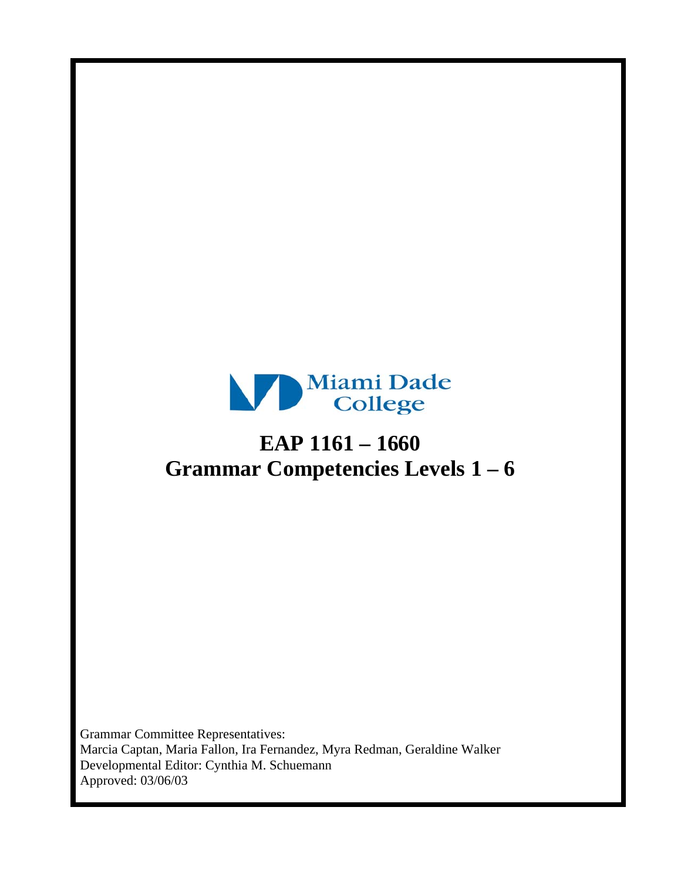Miami Dade College

# EAP 1161 – 1660
# Grammar Competencies Levels 1 – 6

Grammar Committee Representatives:
Marcia Captan, Maria Fallon, Ira Fernandez, Myra Redman, Geraldine Walker
Developmental Editor: Cynthia M. Schuemann
Approved: 03/06/03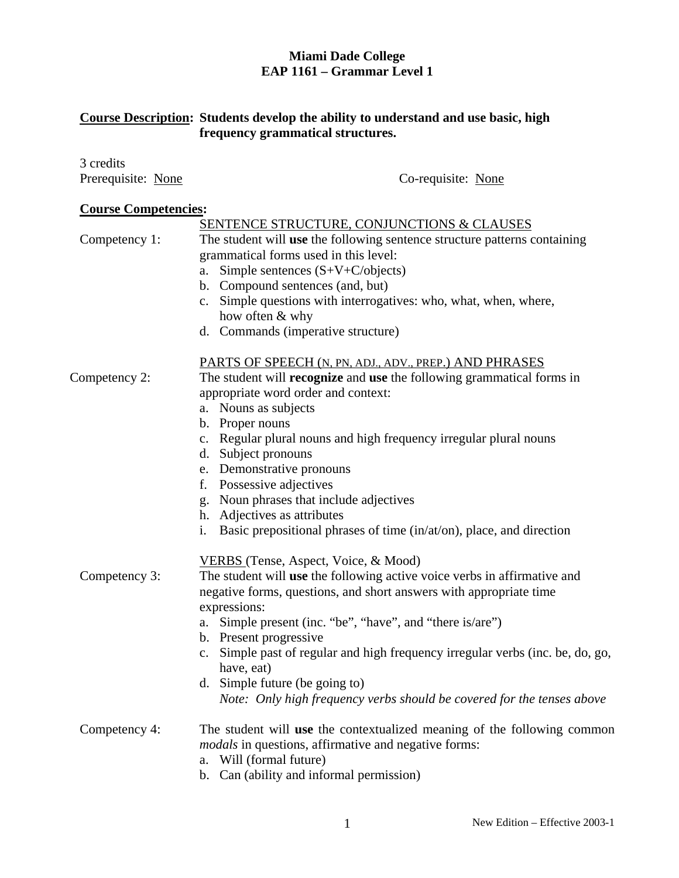**Miami Dade College**
**EAP 1161 – Grammar Level 1**

**<u>Course Description</u>: Students develop the ability to understand and use basic, high frequency grammatical structures.**

3 credits
Prerequisite: <u>None</u>

Co-requisite: <u>None</u>

**<u>Course Competencies</u>:**

<u>SENTENCE STRUCTURE, CONJUNCTIONS & CLAUSES</u>

Competency 1: The student will **use** the following sentence structure patterns containing grammatical forms used in this level:

a. Simple sentences (S+V+C/objects)
b. Compound sentences (and, but)
c. Simple questions with interrogatives: who, what, when, where, how often & why
d. Commands (imperative structure)

<u>PARTS OF SPEECH (N, PN, ADJ., ADV., PREP.) AND PHRASES</u>

Competency 2: The student will **recognize** and **use** the following grammatical forms in appropriate word order and context:

a. Nouns as subjects
b. Proper nouns
c. Regular plural nouns and high frequency irregular plural nouns
d. Subject pronouns
e. Demonstrative pronouns
f. Possessive adjectives
g. Noun phrases that include adjectives
h. Adjectives as attributes
i. Basic prepositional phrases of time (in/at/on), place, and direction

<u>VERBS</u> (Tense, Aspect, Voice, & Mood)

Competency 3: The student will **use** the following active voice verbs in affirmative and negative forms, questions, and short answers with appropriate time expressions:

a. Simple present (inc. "be", "have", and "there is/are")
b. Present progressive
c. Simple past of regular and high frequency irregular verbs (inc. be, do, go, have, eat)
d. Simple future (be going to)
   *Note: Only high frequency verbs should be covered for the tenses above*

Competency 4: The student will **use** the contextualized meaning of the following common *modals* in questions, affirmative and negative forms:

a. Will (formal future)
b. Can (ability and informal permission)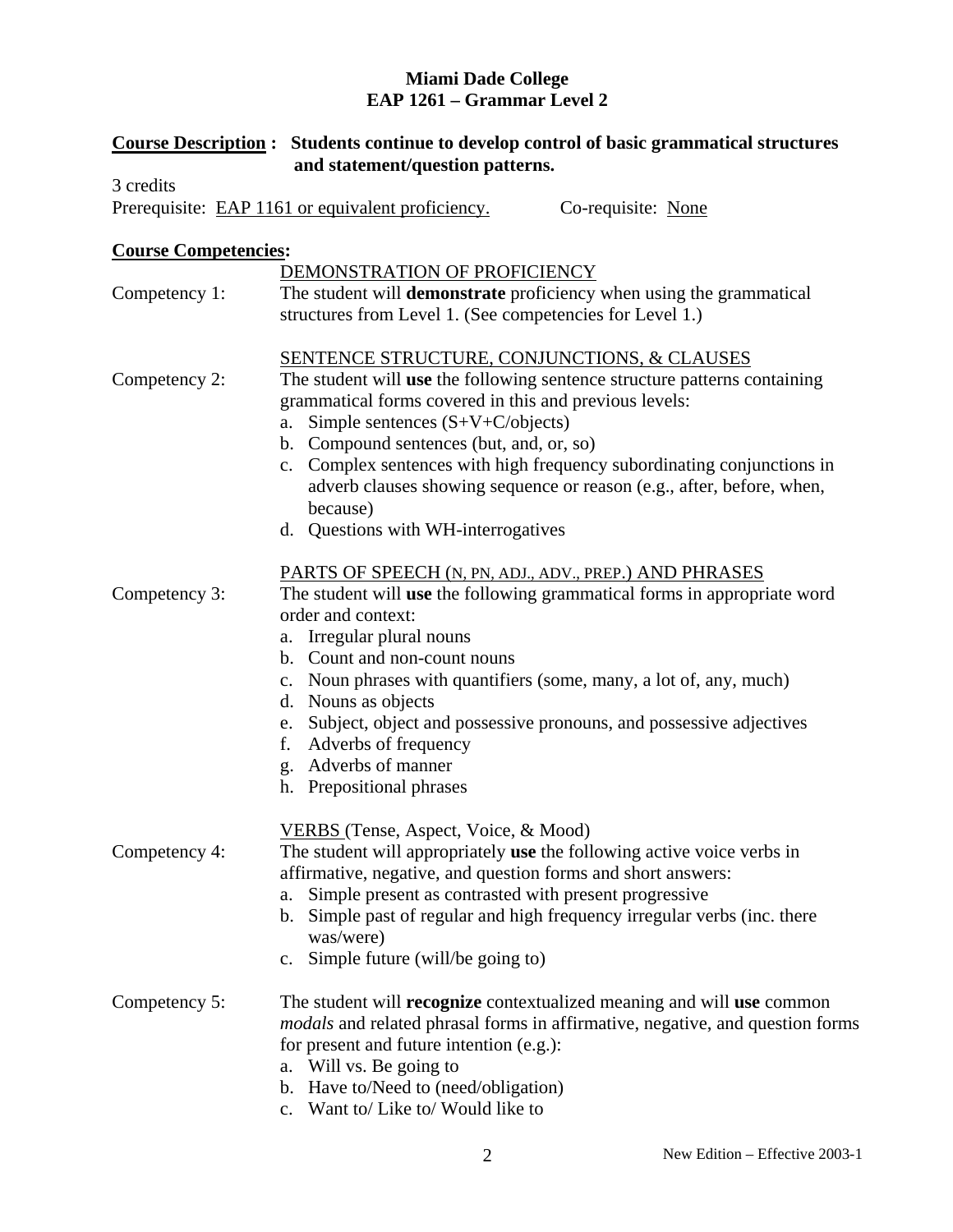# Miami Dade College
# EAP 1261 – Grammar Level 2

**Course Description : Students continue to develop control of basic grammatical structures and statement/question patterns.**

3 credits

Prerequisite: EAP 1161 or equivalent proficiency. Co-requisite: None

## Course Competencies:

DEMONSTRATION OF PROFICIENCY

Competency 1: The student will **demonstrate** proficiency when using the grammatical structures from Level 1. (See competencies for Level 1.)

SENTENCE STRUCTURE, CONJUNCTIONS, & CLAUSES

Competency 2: The student will **use** the following sentence structure patterns containing grammatical forms covered in this and previous levels:

a. Simple sentences (S+V+C/objects)
b. Compound sentences (but, and, or, so)
c. Complex sentences with high frequency subordinating conjunctions in adverb clauses showing sequence or reason (e.g., after, before, when, because)
d. Questions with WH-interrogatives

PARTS OF SPEECH (N, PN, ADJ., ADV., PREP.) AND PHRASES

Competency 3: The student will **use** the following grammatical forms in appropriate word order and context:

a. Irregular plural nouns
b. Count and non-count nouns
c. Noun phrases with quantifiers (some, many, a lot of, any, much)
d. Nouns as objects
e. Subject, object and possessive pronouns, and possessive adjectives
f. Adverbs of frequency
g. Adverbs of manner
h. Prepositional phrases

VERBS (Tense, Aspect, Voice, & Mood)

Competency 4: The student will appropriately **use** the following active voice verbs in affirmative, negative, and question forms and short answers:

a. Simple present as contrasted with present progressive
b. Simple past of regular and high frequency irregular verbs (inc. there was/were)
c. Simple future (will/be going to)

Competency 5: The student will **recognize** contextualized meaning and will **use** common *modals* and related phrasal forms in affirmative, negative, and question forms for present and future intention (e.g.):

a. Will vs. Be going to
b. Have to/Need to (need/obligation)
c. Want to/ Like to/ Would like to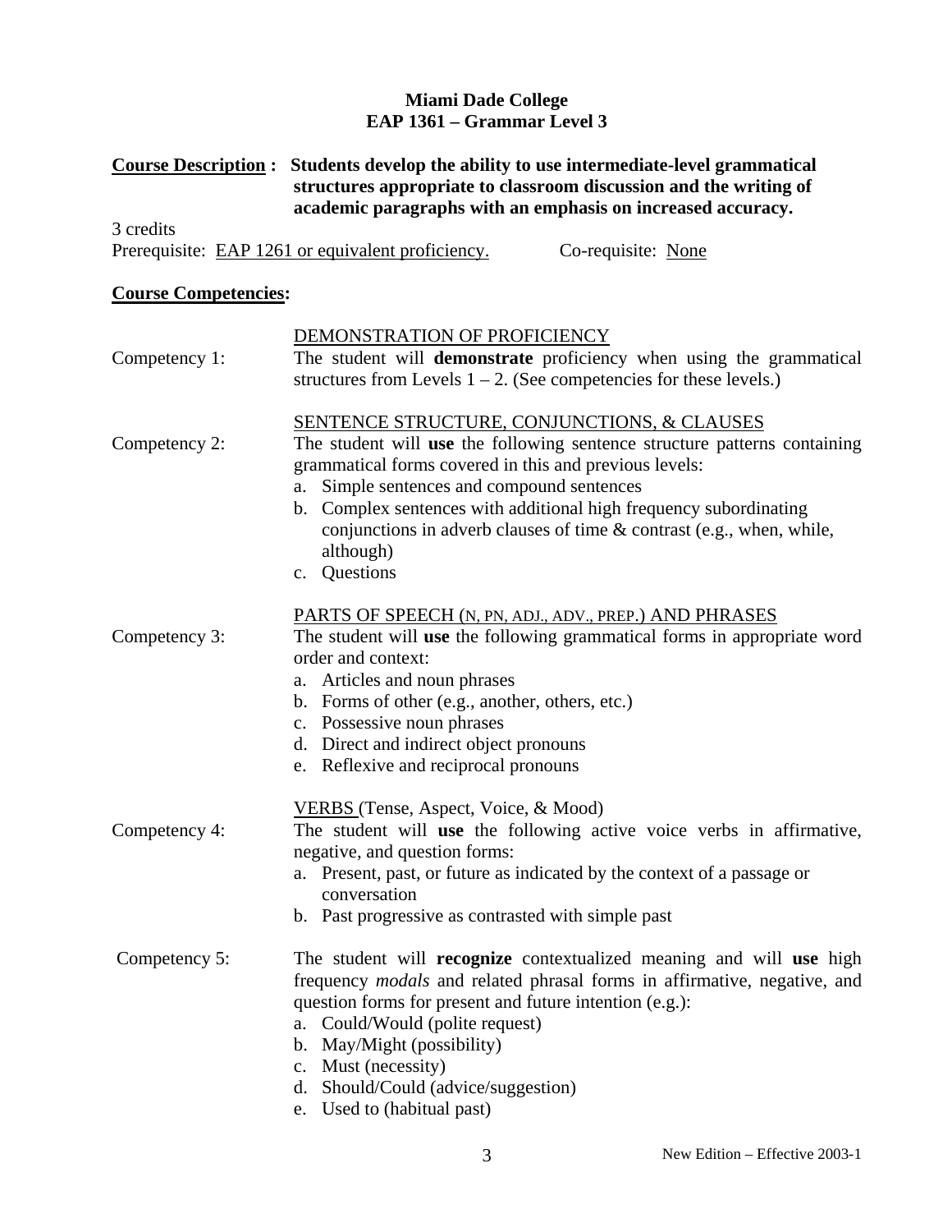**Miami Dade College**
**EAP 1361 – Grammar Level 3**

**Course Description :** **Students develop the ability to use intermediate-level grammatical structures appropriate to classroom discussion and the writing of academic paragraphs with an emphasis on increased accuracy.**

3 credits

Prerequisite: EAP 1261 or equivalent proficiency. Co-requisite: None

**Course Competencies:**

DEMONSTRATION OF PROFICIENCY

Competency 1: The student will **demonstrate** proficiency when using the grammatical structures from Levels 1 – 2. (See competencies for these levels.)

SENTENCE STRUCTURE, CONJUNCTIONS, & CLAUSES

Competency 2: The student will **use** the following sentence structure patterns containing grammatical forms covered in this and previous levels:

a. Simple sentences and compound sentences
b. Complex sentences with additional high frequency subordinating conjunctions in adverb clauses of time & contrast (e.g., when, while, although)
c. Questions

PARTS OF SPEECH (N, PN, ADJ., ADV., PREP.) AND PHRASES

Competency 3: The student will **use** the following grammatical forms in appropriate word order and context:

a. Articles and noun phrases
b. Forms of other (e.g., another, others, etc.)
c. Possessive noun phrases
d. Direct and indirect object pronouns
e. Reflexive and reciprocal pronouns

VERBS (Tense, Aspect, Voice, & Mood)

Competency 4: The student will **use** the following active voice verbs in affirmative, negative, and question forms:

a. Present, past, or future as indicated by the context of a passage or conversation
b. Past progressive as contrasted with simple past

Competency 5: The student will **recognize** contextualized meaning and will **use** high frequency *modals* and related phrasal forms in affirmative, negative, and question forms for present and future intention (e.g.):

a. Could/Would (polite request)
b. May/Might (possibility)
c. Must (necessity)
d. Should/Could (advice/suggestion)
e. Used to (habitual past)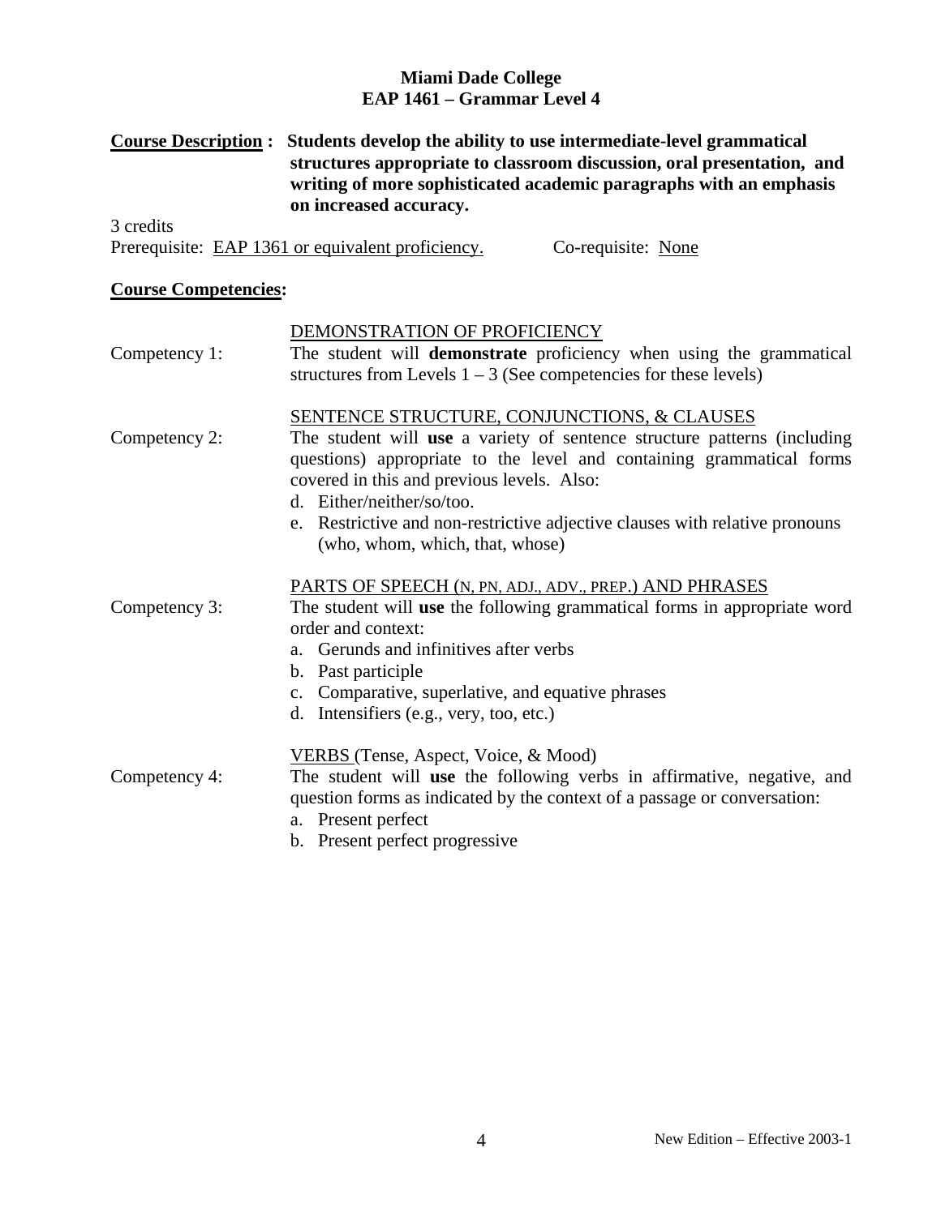**Miami Dade College**
**EAP 1461 – Grammar Level 4**

**Course Description :** **Students develop the ability to use intermediate-level grammatical structures appropriate to classroom discussion, oral presentation, and writing of more sophisticated academic paragraphs with an emphasis on increased accuracy.**

3 credits
Prerequisite: EAP 1361 or equivalent proficiency. Co-requisite: None

**Course Competencies:**

DEMONSTRATION OF PROFICIENCY

Competency 1: The student will **demonstrate** proficiency when using the grammatical structures from Levels 1 – 3 (See competencies for these levels)

SENTENCE STRUCTURE, CONJUNCTIONS, & CLAUSES

Competency 2: The student will **use** a variety of sentence structure patterns (including questions) appropriate to the level and containing grammatical forms covered in this and previous levels. Also:

d. Either/neither/so/too.
e. Restrictive and non-restrictive adjective clauses with relative pronouns (who, whom, which, that, whose)

PARTS OF SPEECH (N, PN, ADJ., ADV., PREP.) AND PHRASES

Competency 3: The student will **use** the following grammatical forms in appropriate word order and context:

a. Gerunds and infinitives after verbs
b. Past participle
c. Comparative, superlative, and equative phrases
d. Intensifiers (e.g., very, too, etc.)

VERBS (Tense, Aspect, Voice, & Mood)

Competency 4: The student will **use** the following verbs in affirmative, negative, and question forms as indicated by the context of a passage or conversation:

a. Present perfect
b. Present perfect progressive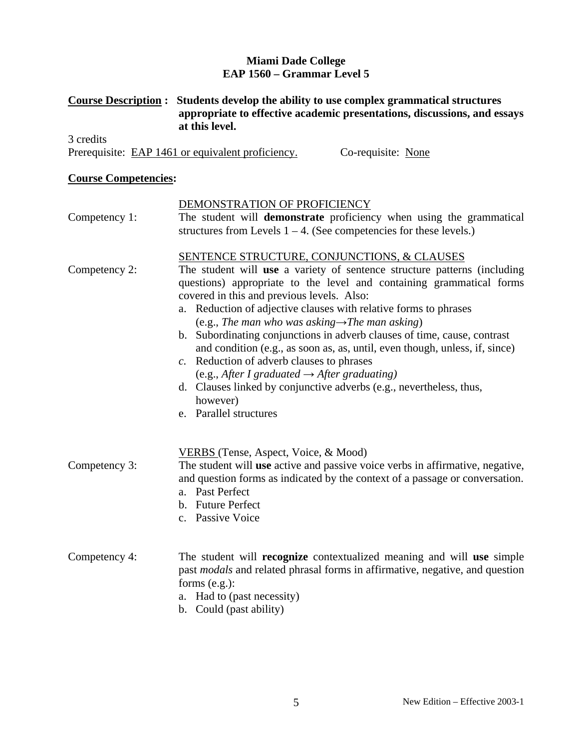# Miami Dade College
## EAP 1560 – Grammar Level 5

**<u>Course Description</u> : Students develop the ability to use complex grammatical structures appropriate to effective academic presentations, discussions, and essays at this level.**

3 credits

Prerequisite: <u>EAP 1461 or equivalent proficiency.</u> Co-requisite: <u>None</u>

**<u>Course Competencies</u>:**

<u>DEMONSTRATION OF PROFICIENCY</u>

Competency 1: The student will **demonstrate** proficiency when using the grammatical structures from Levels 1 – 4. (See competencies for these levels.)

<u>SENTENCE STRUCTURE, CONJUNCTIONS, & CLAUSES</u>

Competency 2: The student will **use** a variety of sentence structure patterns (including questions) appropriate to the level and containing grammatical forms covered in this and previous levels. Also:

a. Reduction of adjective clauses with relative forms to phrases (e.g., *The man who was asking→The man asking*)
b. Subordinating conjunctions in adverb clauses of time, cause, contrast and condition (e.g., as soon as, as, until, even though, unless, if, since)
c. Reduction of adverb clauses to phrases (e.g., *After I graduated → After graduating)*
d. Clauses linked by conjunctive adverbs (e.g., nevertheless, thus, however)
e. Parallel structures

<u>VERBS</u> (Tense, Aspect, Voice, & Mood)

Competency 3: The student will **use** active and passive voice verbs in affirmative, negative, and question forms as indicated by the context of a passage or conversation.

a. Past Perfect
b. Future Perfect
c. Passive Voice

Competency 4: The student will **recognize** contextualized meaning and will **use** simple past *modals* and related phrasal forms in affirmative, negative, and question forms (e.g.):

a. Had to (past necessity)
b. Could (past ability)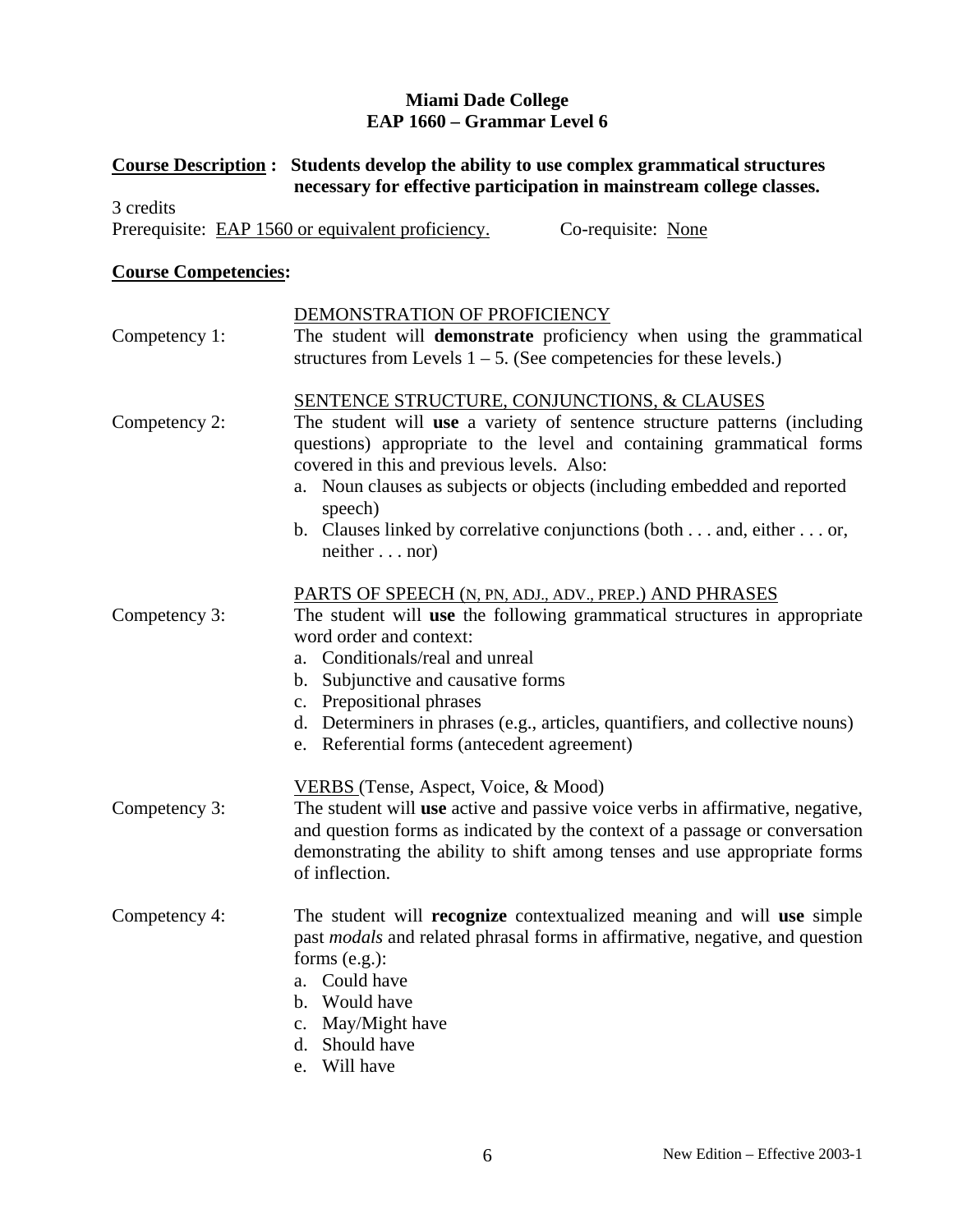**Miami Dade College**
**EAP 1660 – Grammar Level 6**

**Course Description :** **Students develop the ability to use complex grammatical structures necessary for effective participation in mainstream college classes.**

3 credits

Prerequisite: EAP 1560 or equivalent proficiency. Co-requisite: None

**Course Competencies:**

DEMONSTRATION OF PROFICIENCY

Competency 1: The student will **demonstrate** proficiency when using the grammatical structures from Levels 1 – 5. (See competencies for these levels.)

SENTENCE STRUCTURE, CONJUNCTIONS, & CLAUSES

Competency 2: The student will **use** a variety of sentence structure patterns (including questions) appropriate to the level and containing grammatical forms covered in this and previous levels. Also:

a. Noun clauses as subjects or objects (including embedded and reported speech)
b. Clauses linked by correlative conjunctions (both . . . and, either . . . or, neither . . . nor)

PARTS OF SPEECH (N, PN, ADJ., ADV., PREP.) AND PHRASES

Competency 3: The student will **use** the following grammatical structures in appropriate word order and context:

a. Conditionals/real and unreal
b. Subjunctive and causative forms
c. Prepositional phrases
d. Determiners in phrases (e.g., articles, quantifiers, and collective nouns)
e. Referential forms (antecedent agreement)

VERBS (Tense, Aspect, Voice, & Mood)

Competency 3: The student will **use** active and passive voice verbs in affirmative, negative, and question forms as indicated by the context of a passage or conversation demonstrating the ability to shift among tenses and use appropriate forms of inflection.

Competency 4: The student will **recognize** contextualized meaning and will **use** simple past *modals* and related phrasal forms in affirmative, negative, and question forms (e.g.):

a. Could have
b. Would have
c. May/Might have
d. Should have
e. Will have

New Edition – Effective 2003-1